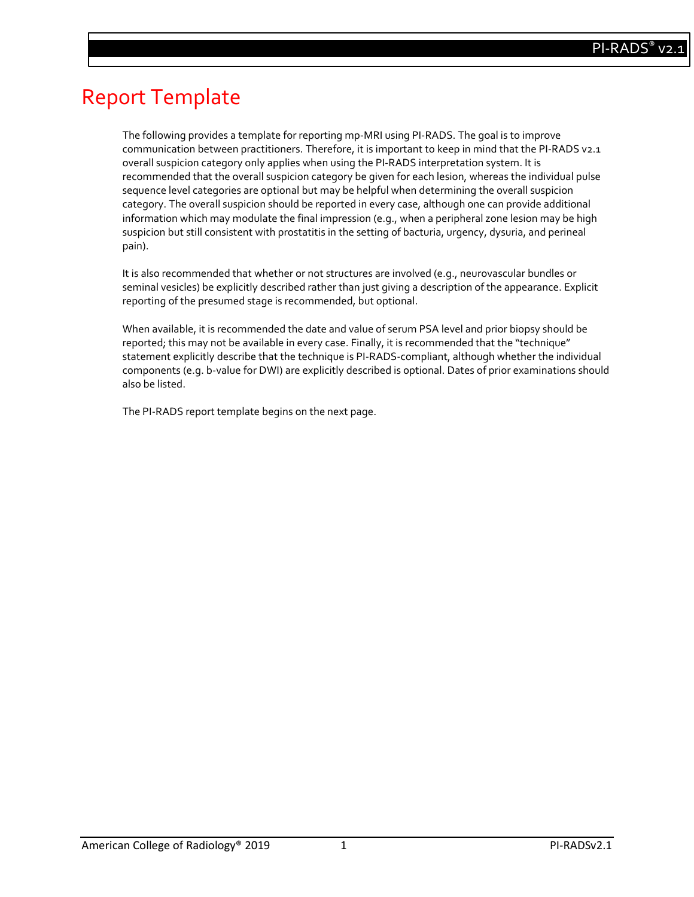# Report Template

The following provides a template for reporting mp-MRI using PI-RADS. The goal is to improve communication between practitioners. Therefore, it is important to keep in mind that the PI-RADS v2.1 overall suspicion category only applies when using the PI-RADS interpretation system. It is recommended that the overall suspicion category be given for each lesion, whereas the individual pulse sequence level categories are optional but may be helpful when determining the overall suspicion category. The overall suspicion should be reported in every case, although one can provide additional information which may modulate the final impression (e.g., when a peripheral zone lesion may be high suspicion but still consistent with prostatitis in the setting of bacturia, urgency, dysuria, and perineal pain).

It is also recommended that whether or not structures are involved (e.g., neurovascular bundles or seminal vesicles) be explicitly described rather than just giving a description of the appearance. Explicit reporting of the presumed stage is recommended, but optional.

When available, it is recommended the date and value of serum PSA level and prior biopsy should be reported; this may not be available in every case. Finally, it is recommended that the "technique" statement explicitly describe that the technique is PI-RADS-compliant, although whether the individual components (e.g. b-value for DWI) are explicitly described is optional. Dates of prior examinations should also be listed.

The PI-RADS report template begins on the next page.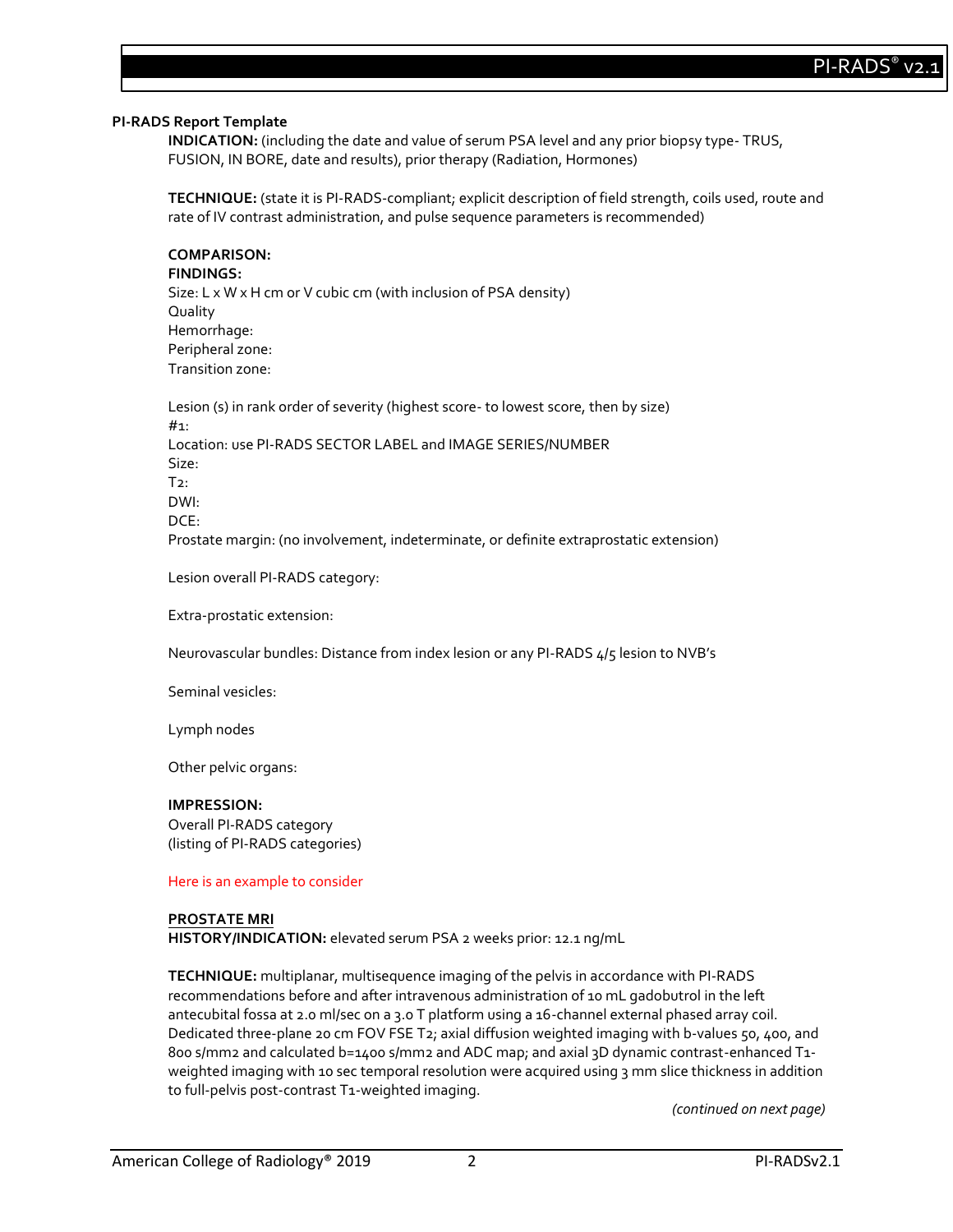**PI-RADS Report Template**

**INDICATION:** (including the date and value of serum PSA level and any prior biopsy type- TRUS, FUSION, IN BORE, date and results), prior therapy (Radiation, Hormones)

**TECHNIQUE:** (state it is PI-RADS-compliant; explicit description of field strength, coils used, route and rate of IV contrast administration, and pulse sequence parameters is recommended)

**COMPARISON:**

**FINDINGS:**

Size: L x W x H cm or V cubic cm (with inclusion of PSA density)
Quality
Hemorrhage:
Peripheral zone:
Transition zone:

Lesion (s) in rank order of severity (highest score- to lowest score, then by size)
#1:
Location: use PI-RADS SECTOR LABEL and IMAGE SERIES/NUMBER
Size:
T2:
DWI:
DCE:
Prostate margin: (no involvement, indeterminate, or definite extraprostatic extension)

Lesion overall PI-RADS category:

Extra-prostatic extension:

Neurovascular bundles: Distance from index lesion or any PI-RADS 4/5 lesion to NVB's

Seminal vesicles:

Lymph nodes

Other pelvic organs:

**IMPRESSION:**

Overall PI-RADS category
(listing of PI-RADS categories)

Here is an example to consider

**PROSTATE MRI**

**HISTORY/INDICATION:** elevated serum PSA 2 weeks prior: 12.1 ng/mL

**TECHNIQUE:** multiplanar, multisequence imaging of the pelvis in accordance with PI-RADS recommendations before and after intravenous administration of 10 mL gadobutrol in the left antecubital fossa at 2.0 ml/sec on a 3.0 T platform using a 16-channel external phased array coil. Dedicated three-plane 20 cm FOV FSE T2; axial diffusion weighted imaging with b-values 50, 400, and 800 s/mm2 and calculated b=1400 s/mm2 and ADC map; and axial 3D dynamic contrast-enhanced T1-weighted imaging with 10 sec temporal resolution were acquired using 3 mm slice thickness in addition to full-pelvis post-contrast T1-weighted imaging.

*(continued on next page)*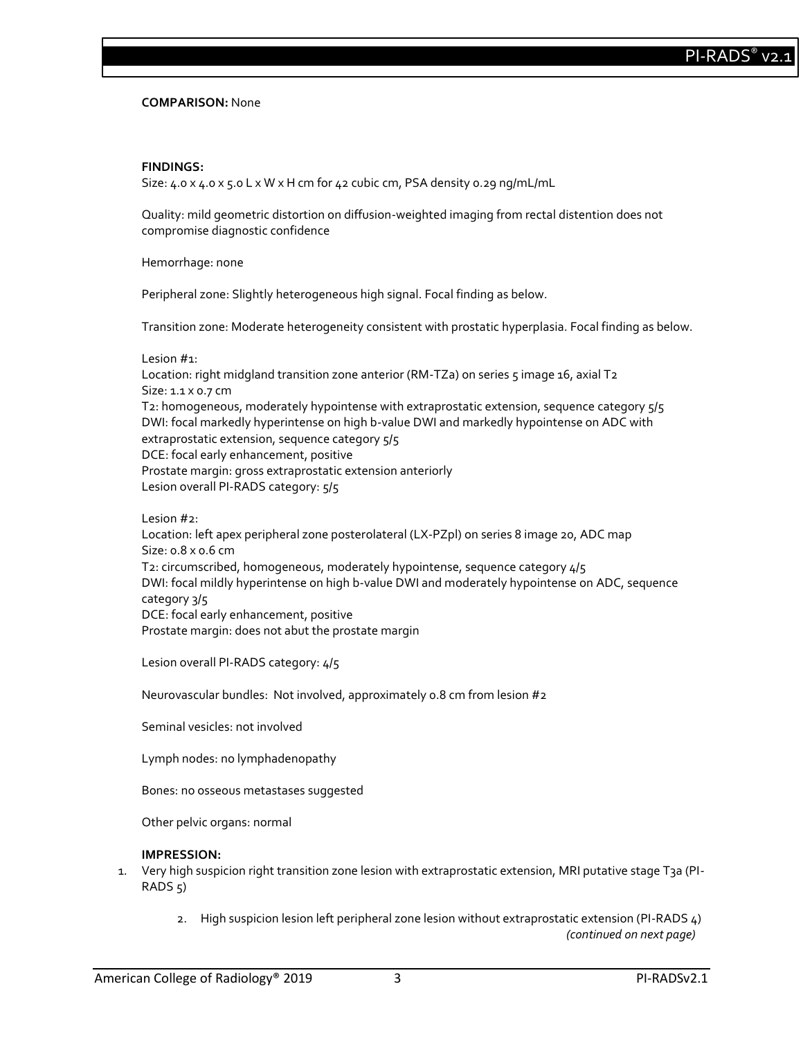**COMPARISON:** None

**FINDINGS:**

Size: 4.0 x 4.0 x 5.0 L x W x H cm for 42 cubic cm, PSA density 0.29 ng/mL/mL

Quality: mild geometric distortion on diffusion-weighted imaging from rectal distention does not compromise diagnostic confidence

Hemorrhage: none

Peripheral zone: Slightly heterogeneous high signal. Focal finding as below.

Transition zone: Moderate heterogeneity consistent with prostatic hyperplasia. Focal finding as below.

Lesion #1:
Location: right midgland transition zone anterior (RM-TZa) on series 5 image 16, axial T2
Size: 1.1 x 0.7 cm
T2: homogeneous, moderately hypointense with extraprostatic extension, sequence category 5/5
DWI: focal markedly hyperintense on high b-value DWI and markedly hypointense on ADC with extraprostatic extension, sequence category 5/5
DCE: focal early enhancement, positive
Prostate margin: gross extraprostatic extension anteriorly
Lesion overall PI-RADS category: 5/5

Lesion #2:
Location: left apex peripheral zone posterolateral (LX-PZpl) on series 8 image 20, ADC map
Size: 0.8 x 0.6 cm
T2: circumscribed, homogeneous, moderately hypointense, sequence category 4/5
DWI: focal mildly hyperintense on high b-value DWI and moderately hypointense on ADC, sequence category 3/5
DCE: focal early enhancement, positive
Prostate margin: does not abut the prostate margin

Lesion overall PI-RADS category: 4/5

Neurovascular bundles: Not involved, approximately 0.8 cm from lesion #2

Seminal vesicles: not involved

Lymph nodes: no lymphadenopathy

Bones: no osseous metastases suggested

Other pelvic organs: normal

**IMPRESSION:**

1. Very high suspicion right transition zone lesion with extraprostatic extension, MRI putative stage T3a (PI-RADS 5)
2. High suspicion lesion left peripheral zone lesion without extraprostatic extension (PI-RADS 4)

*(continued on next page)*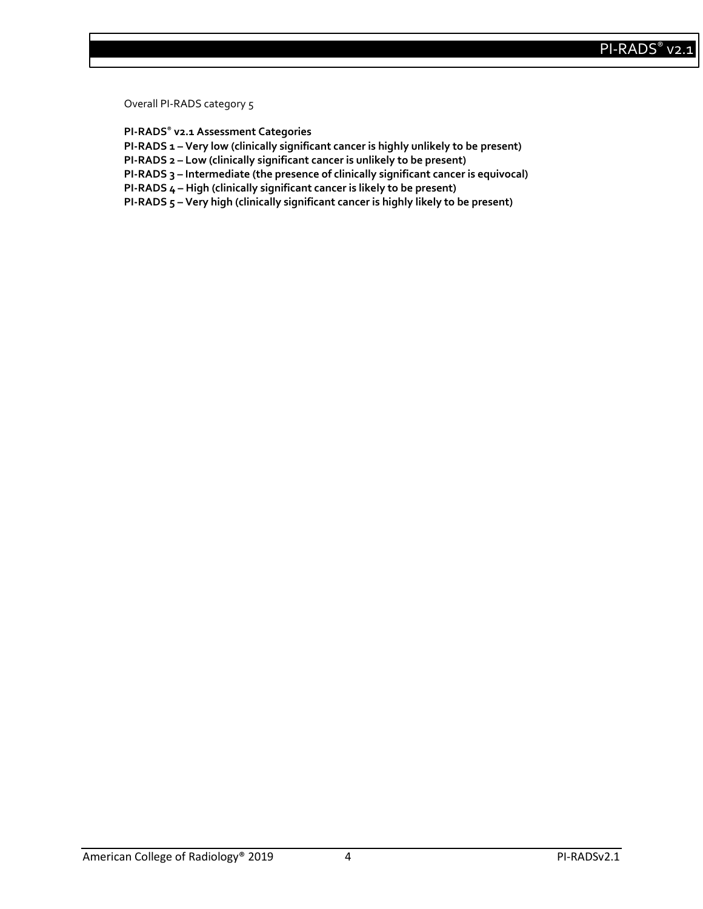Overall PI-RADS category 5

**PI-RADS® v2.1 Assessment Categories**

**PI-RADS 1 – Very low (clinically significant cancer is highly unlikely to be present)**

**PI-RADS 2 – Low (clinically significant cancer is unlikely to be present)**

**PI-RADS 3 – Intermediate (the presence of clinically significant cancer is equivocal)**

**PI-RADS 4 – High (clinically significant cancer is likely to be present)**

**PI-RADS 5 – Very high (clinically significant cancer is highly likely to be present)**